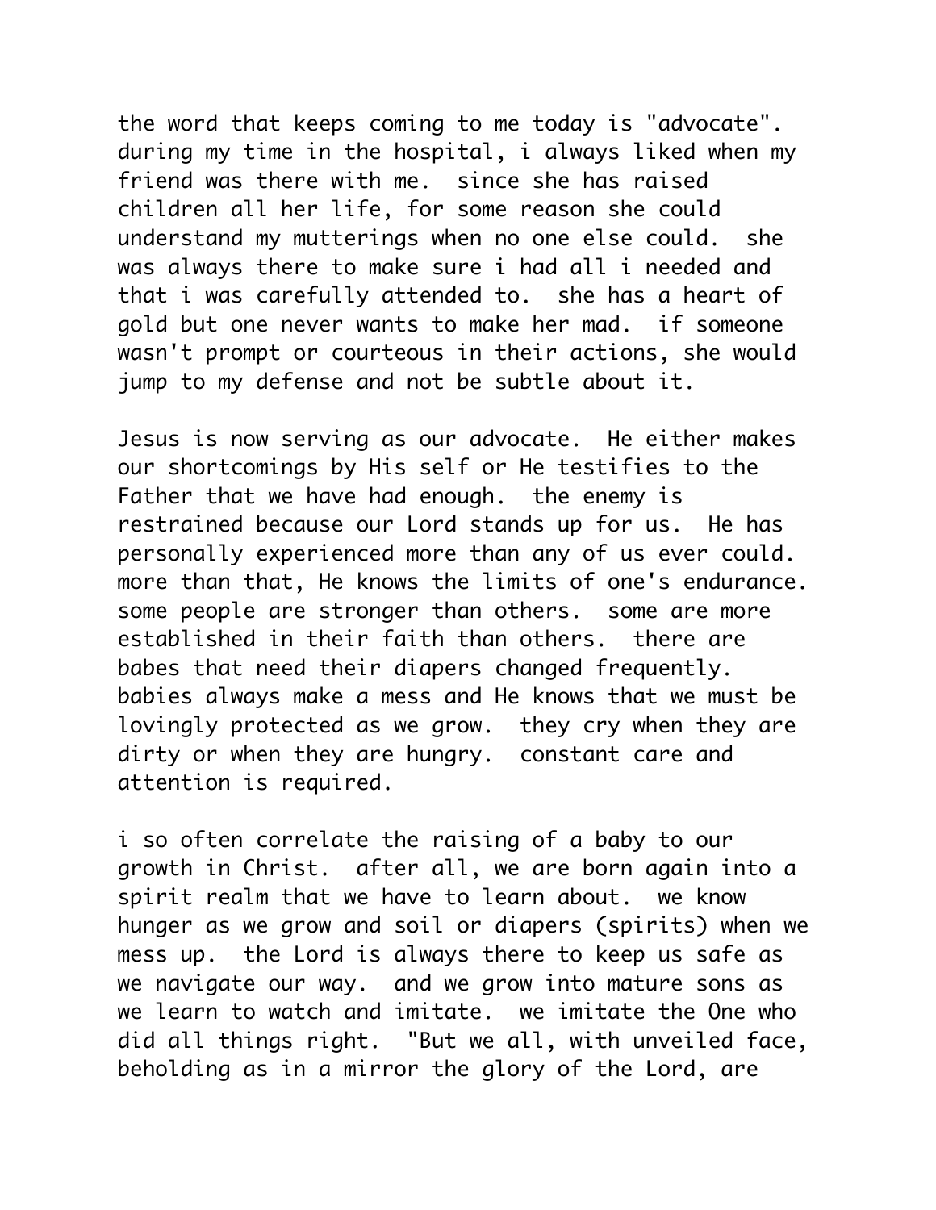the word that keeps coming to me today is "advocate". during my time in the hospital, i always liked when my friend was there with me. since she has raised children all her life, for some reason she could understand my mutterings when no one else could. she was always there to make sure i had all i needed and that i was carefully attended to. she has a heart of gold but one never wants to make her mad. if someone wasn't prompt or courteous in their actions, she would jump to my defense and not be subtle about it.

Jesus is now serving as our advocate. He either makes our shortcomings by His self or He testifies to the Father that we have had enough. the enemy is restrained because our Lord stands up for us. He has personally experienced more than any of us ever could. more than that, He knows the limits of one's endurance. some people are stronger than others. some are more established in their faith than others. there are babes that need their diapers changed frequently. babies always make a mess and He knows that we must be lovingly protected as we grow. they cry when they are dirty or when they are hungry. constant care and attention is required.

i so often correlate the raising of a baby to our growth in Christ. after all, we are born again into a spirit realm that we have to learn about. we know hunger as we grow and soil or diapers (spirits) when we mess up. the Lord is always there to keep us safe as we navigate our way. and we grow into mature sons as we learn to watch and imitate. we imitate the One who did all things right. "But we all, with unveiled face, beholding as in a mirror the glory of the Lord, are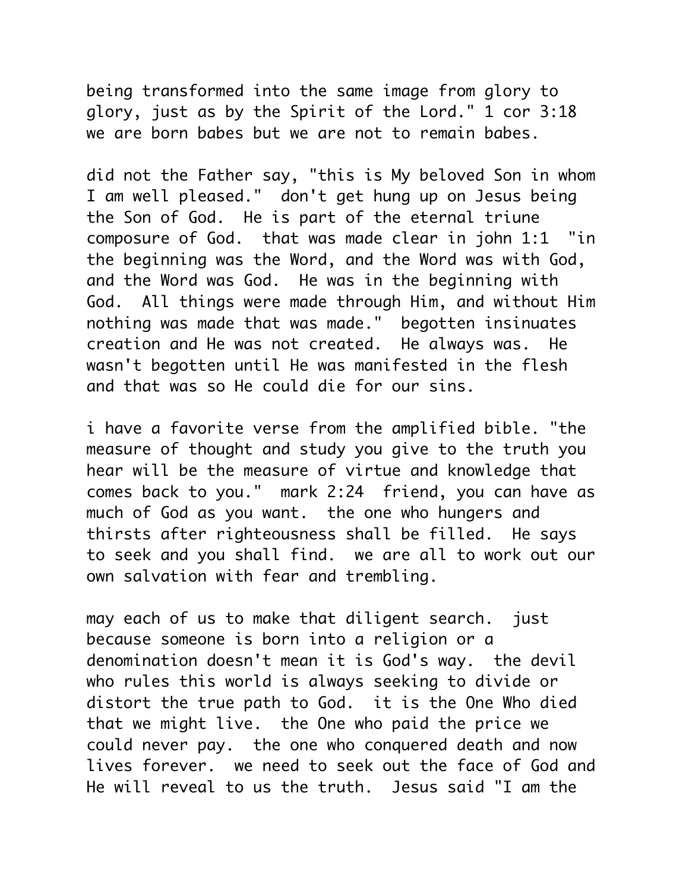being transformed into the same image from glory to glory, just as by the Spirit of the Lord." 1 cor 3:18 we are born babes but we are not to remain babes.

did not the Father say, "this is My beloved Son in whom I am well pleased." don't get hung up on Jesus being the Son of God. He is part of the eternal triune composure of God. that was made clear in john 1:1 "in the beginning was the Word, and the Word was with God, and the Word was God. He was in the beginning with God. All things were made through Him, and without Him nothing was made that was made." begotten insinuates creation and He was not created. He always was. He wasn't begotten until He was manifested in the flesh and that was so He could die for our sins.

i have a favorite verse from the amplified bible. "the measure of thought and study you give to the truth you hear will be the measure of virtue and knowledge that comes back to you." mark 2:24 friend, you can have as much of God as you want. the one who hungers and thirsts after righteousness shall be filled. He says to seek and you shall find. we are all to work out our own salvation with fear and trembling.

may each of us to make that diligent search. just because someone is born into a religion or a denomination doesn't mean it is God's way. the devil who rules this world is always seeking to divide or distort the true path to God. it is the One Who died that we might live. the One who paid the price we could never pay. the one who conquered death and now lives forever. we need to seek out the face of God and He will reveal to us the truth. Jesus said "I am the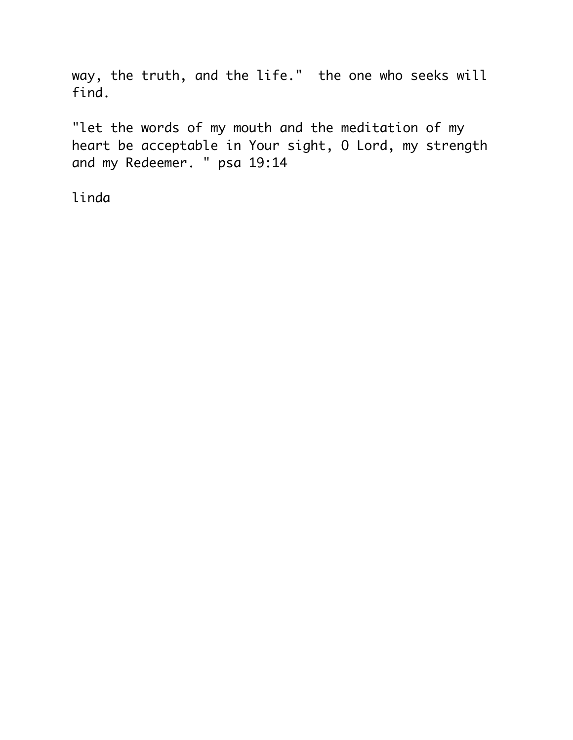way, the truth, and the life."  the one who seeks will find.

"let the words of my mouth and the meditation of my heart be acceptable in Your sight, O Lord, my strength and my Redeemer. " psa 19:14

linda